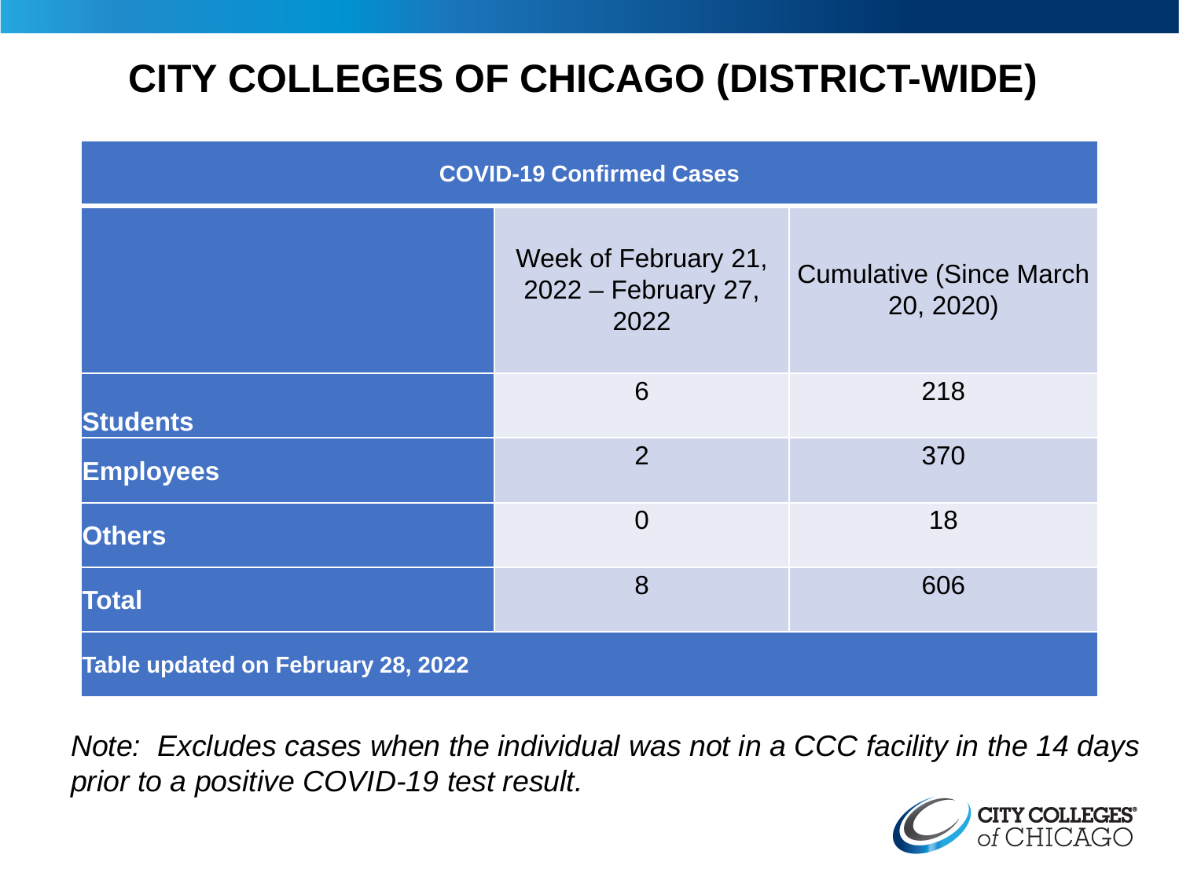# CITY COLLEGES OF CHICAGO (DISTRICT-WIDE)

| COVID-19 Confirmed Cases | | |
|---|---|---|
| | Week of February 21, 2022 – February 27, 2022 | Cumulative (Since March 20, 2020) |
| **Students** | 6 | 218 |
| **Employees** | 2 | 370 |
| **Others** | 0 | 18 |
| **Total** | 8 | 606 |
| **Table updated on February 28, 2022** | | |

*Note: Excludes cases when the individual was not in a CCC facility in the 14 days prior to a positive COVID-19 test result.*

CITY COLLEGES of CHICAGO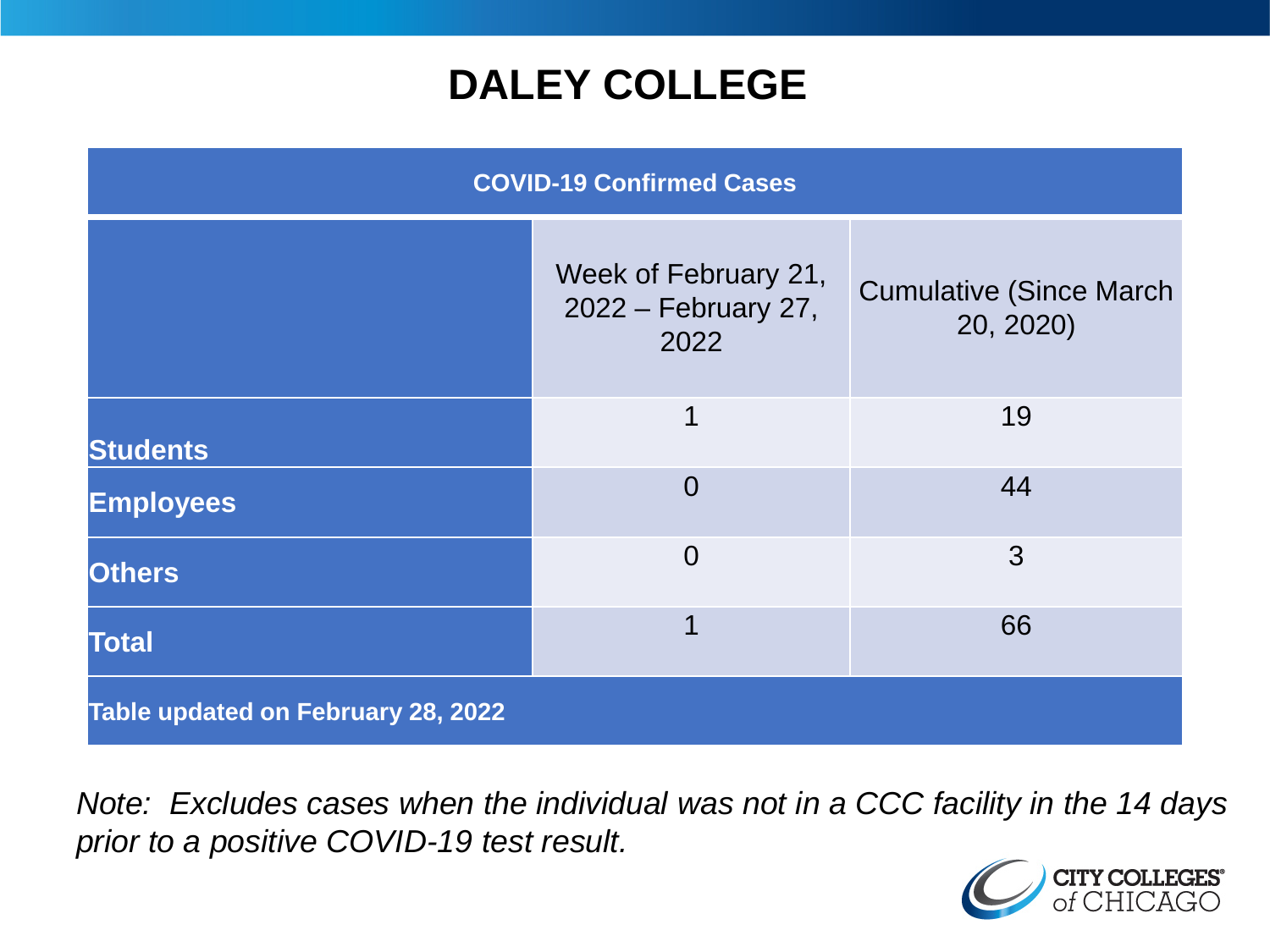# DALEY COLLEGE

| COVID-19 Confirmed Cases | | |
|---|---|---|
| | Week of February 21, 2022 – February 27, 2022 | Cumulative (Since March 20, 2020) |
| **Students** | 1 | 19 |
| **Employees** | 0 | 44 |
| **Others** | 0 | 3 |
| **Total** | 1 | 66 |
| **Table updated on February 28, 2022** | | |

*Note: Excludes cases when the individual was not in a CCC facility in the 14 days prior to a positive COVID-19 test result.*

CITY COLLEGES of CHICAGO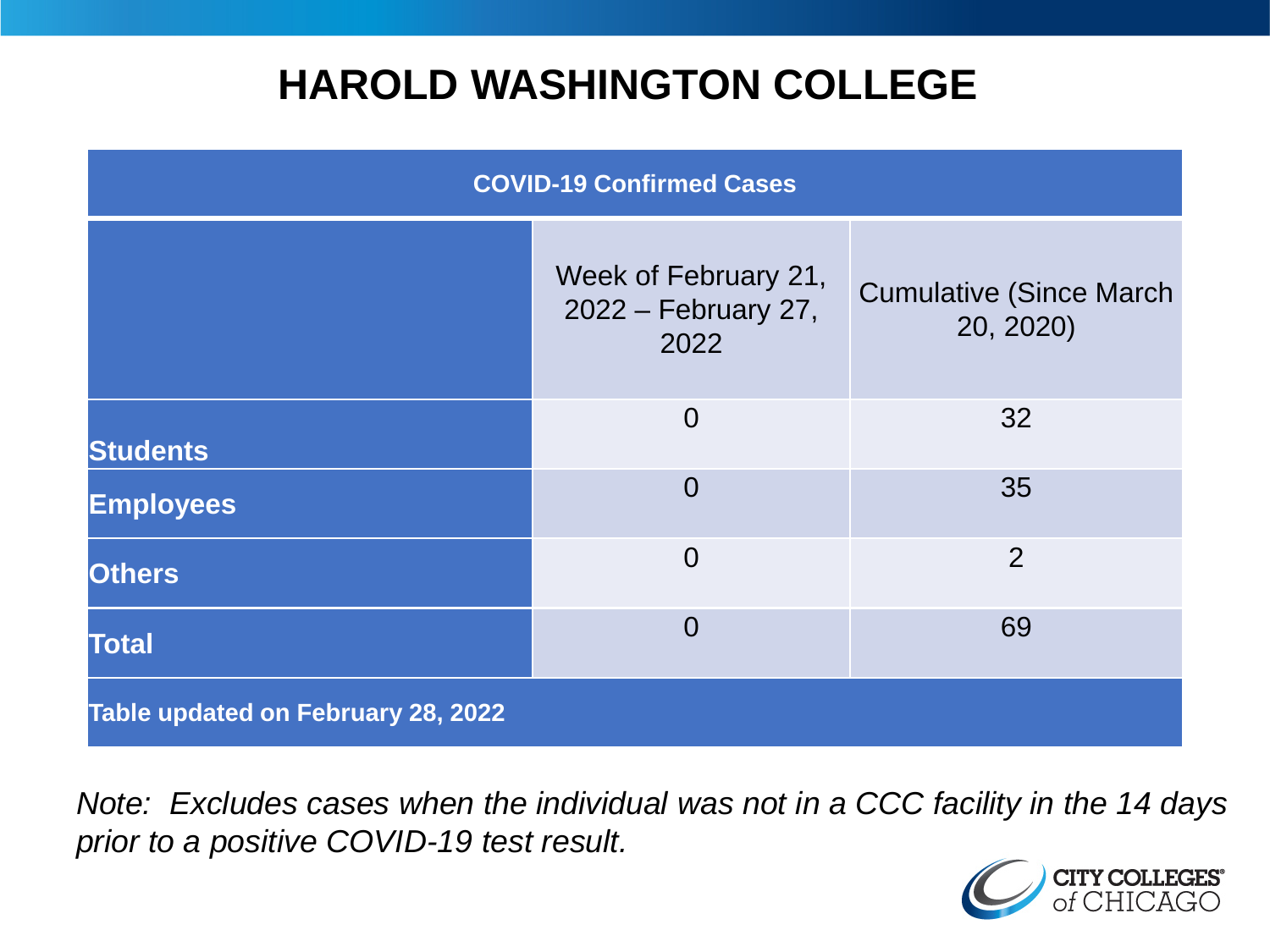# HAROLD WASHINGTON COLLEGE

| COVID-19 Confirmed Cases | | |
|---|---|---|
| | Week of February 21, 2022 – February 27, 2022 | Cumulative (Since March 20, 2020) |
| **Students** | 0 | 32 |
| **Employees** | 0 | 35 |
| **Others** | 0 | 2 |
| **Total** | 0 | 69 |
| **Table updated on February 28, 2022** | | |

*Note: Excludes cases when the individual was not in a CCC facility in the 14 days prior to a positive COVID-19 test result.*

CITY COLLEGES of CHICAGO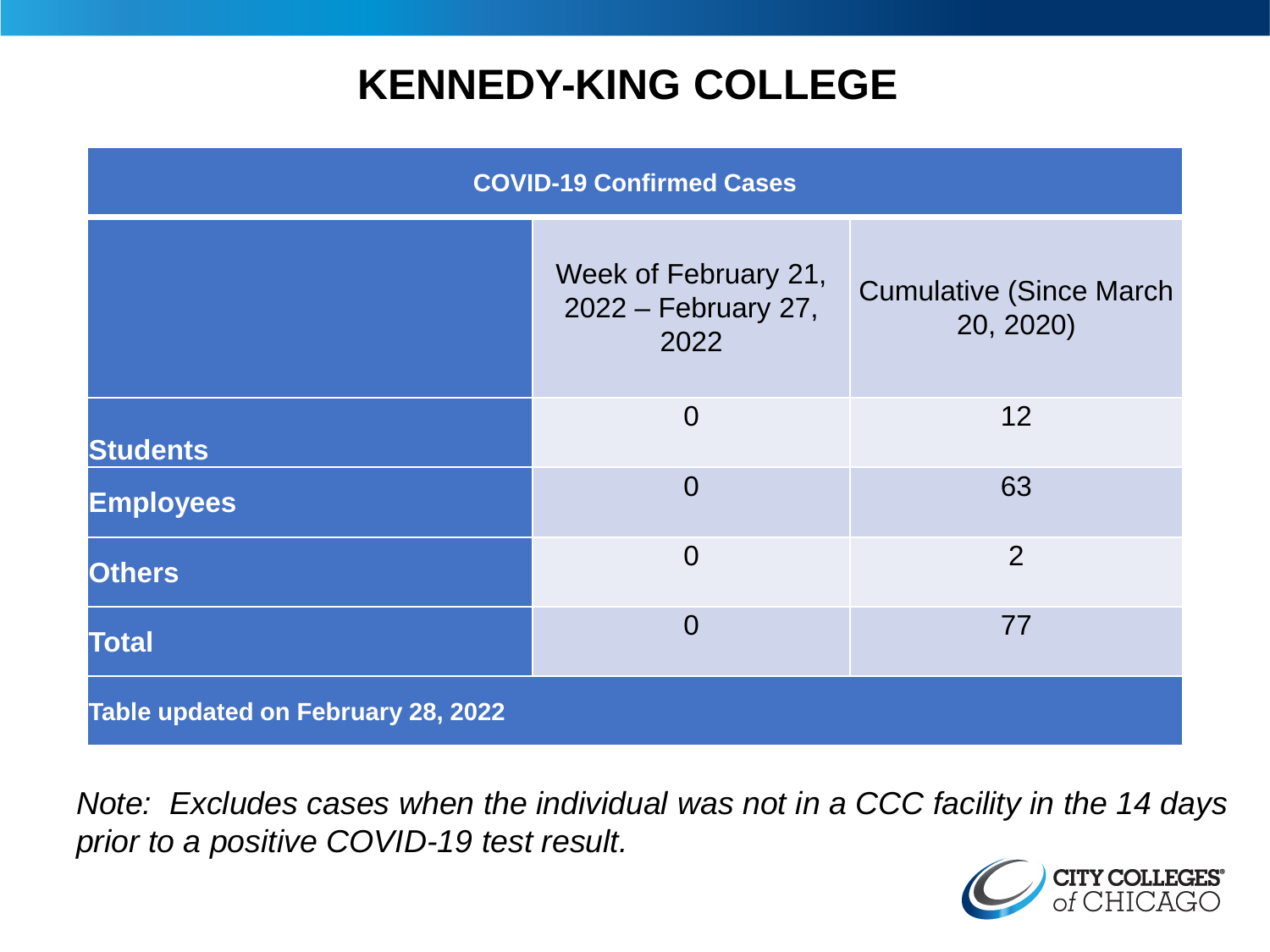# KENNEDY-KING COLLEGE

| COVID-19 Confirmed Cases | | |
|---|---|---|
| | Week of February 21, 2022 – February 27, 2022 | Cumulative (Since March 20, 2020) |
| **Students** | 0 | 12 |
| **Employees** | 0 | 63 |
| **Others** | 0 | 2 |
| **Total** | 0 | 77 |
| **Table updated on February 28, 2022** | | |

*Note: Excludes cases when the individual was not in a CCC facility in the 14 days prior to a positive COVID-19 test result.*

CITY COLLEGES of CHICAGO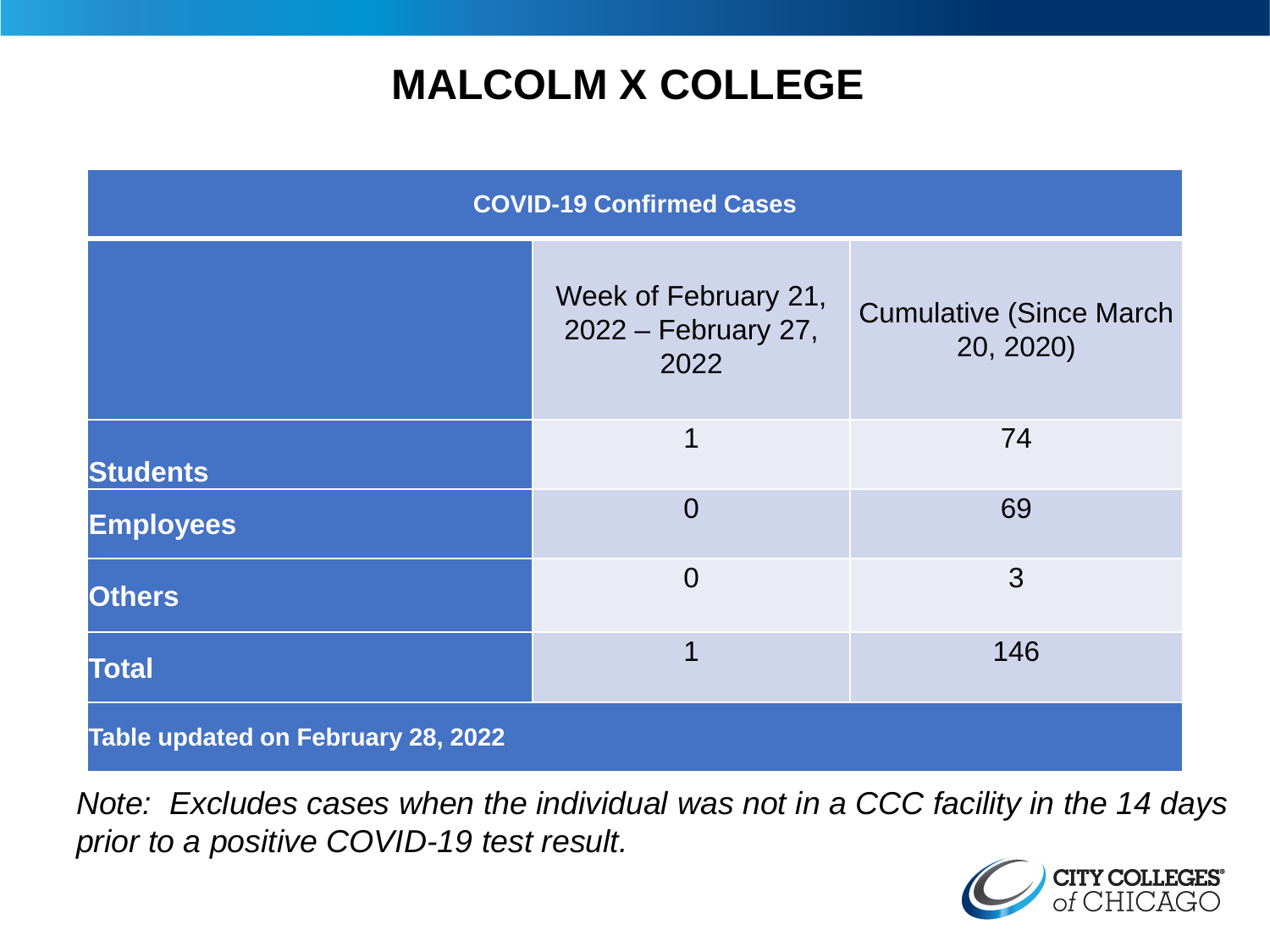# MALCOLM X COLLEGE

| COVID-19 Confirmed Cases | | |
|---|---|---|
| | Week of February 21, 2022 – February 27, 2022 | Cumulative (Since March 20, 2020) |
| **Students** | 1 | 74 |
| **Employees** | 0 | 69 |
| **Others** | 0 | 3 |
| **Total** | 1 | 146 |
| **Table updated on February 28, 2022** | | |

*Note: Excludes cases when the individual was not in a CCC facility in the 14 days prior to a positive COVID-19 test result.*

CITY COLLEGES of CHICAGO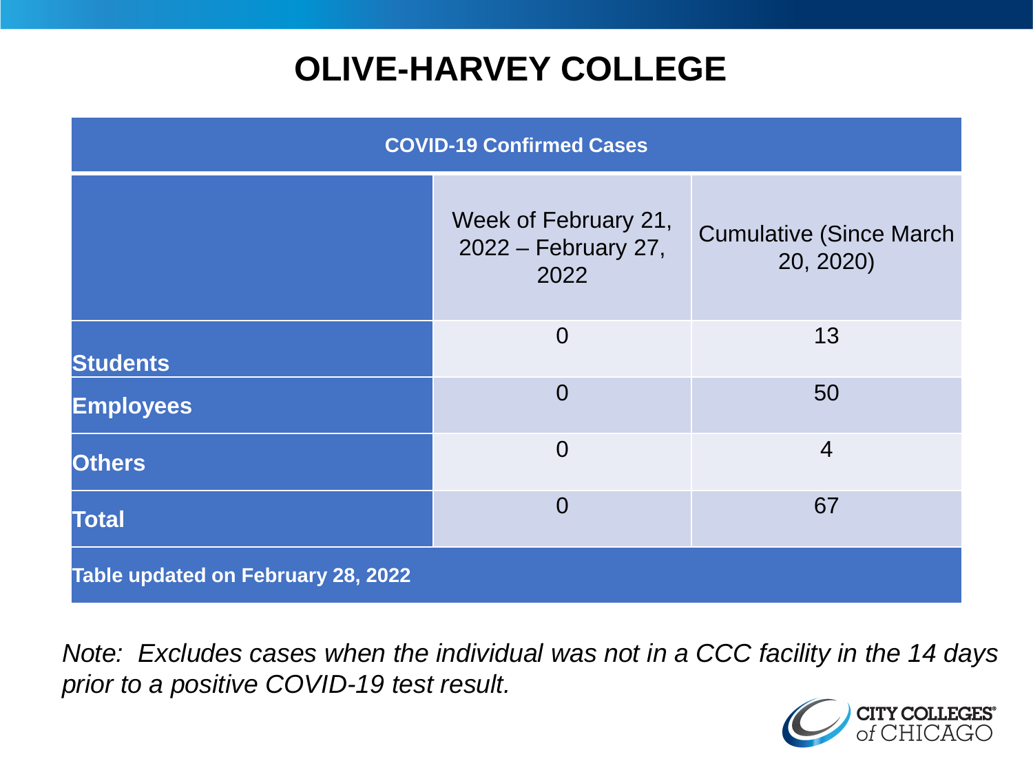# OLIVE-HARVEY COLLEGE

| COVID-19 Confirmed Cases | | |
|---|---|---|
| | Week of February 21, 2022 – February 27, 2022 | Cumulative (Since March 20, 2020) |
| **Students** | 0 | 13 |
| **Employees** | 0 | 50 |
| **Others** | 0 | 4 |
| **Total** | 0 | 67 |
| **Table updated on February 28, 2022** | | |

*Note: Excludes cases when the individual was not in a CCC facility in the 14 days prior to a positive COVID-19 test result.*

CITY COLLEGES of CHICAGO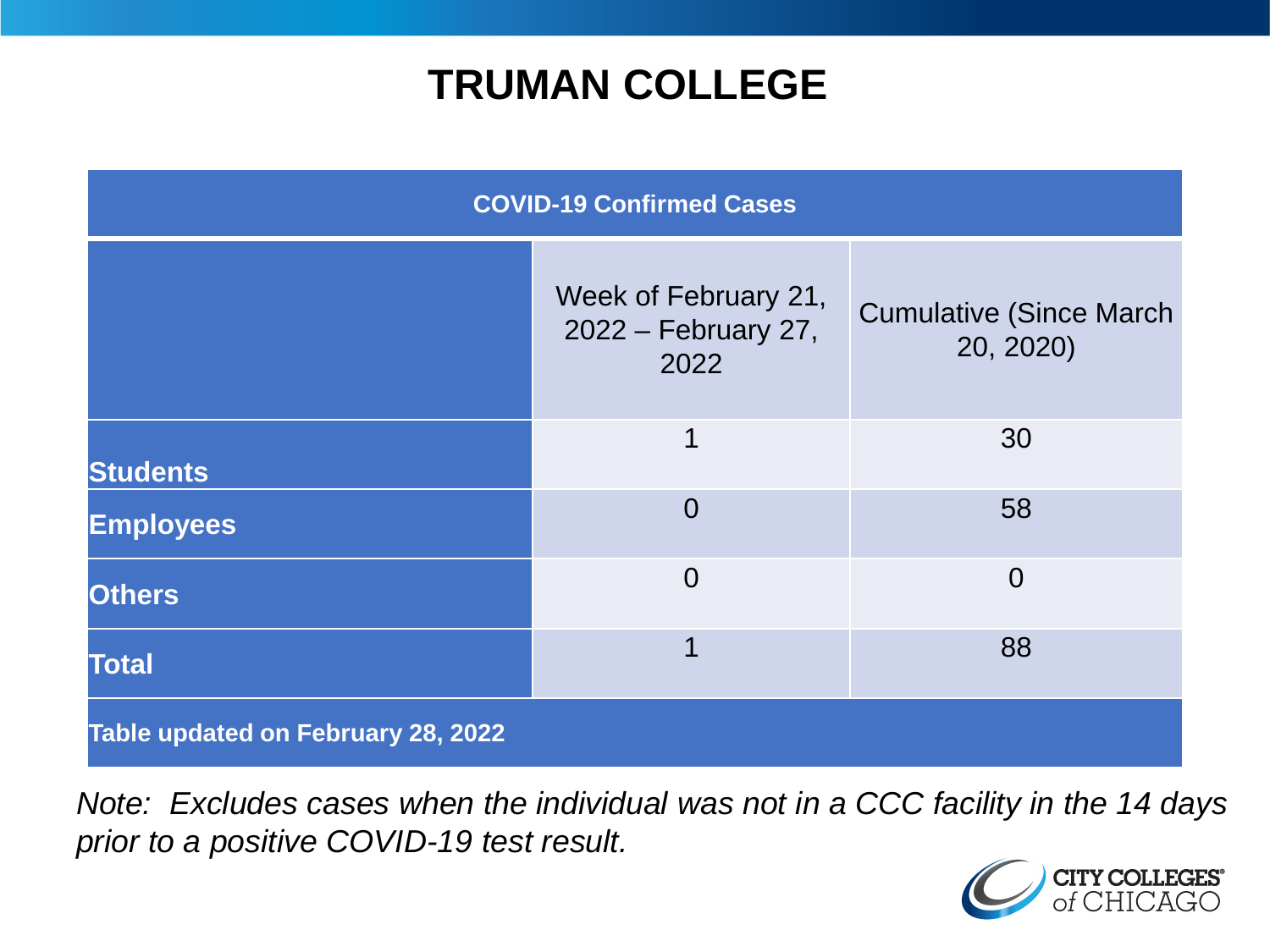# TRUMAN COLLEGE

| COVID-19 Confirmed Cases | | |
|---|---|---|
| | Week of February 21, 2022 – February 27, 2022 | Cumulative (Since March 20, 2020) |
| **Students** | 1 | 30 |
| **Employees** | 0 | 58 |
| **Others** | 0 | 0 |
| **Total** | 1 | 88 |
| **Table updated on February 28, 2022** | | |

*Note: Excludes cases when the individual was not in a CCC facility in the 14 days prior to a positive COVID-19 test result.*

CITY COLLEGES of CHICAGO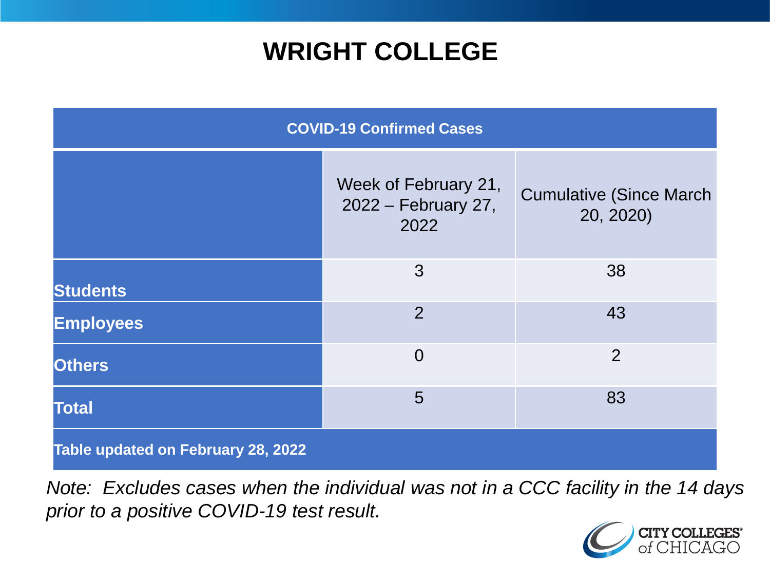# WRIGHT COLLEGE

| COVID-19 Confirmed Cases | | |
|---|---|---|
| | Week of February 21, 2022 – February 27, 2022 | Cumulative (Since March 20, 2020) |
| **Students** | 3 | 38 |
| **Employees** | 2 | 43 |
| **Others** | 0 | 2 |
| **Total** | 5 | 83 |
| **Table updated on February 28, 2022** | | |

*Note: Excludes cases when the individual was not in a CCC facility in the 14 days prior to a positive COVID-19 test result.*

CITY COLLEGES of CHICAGO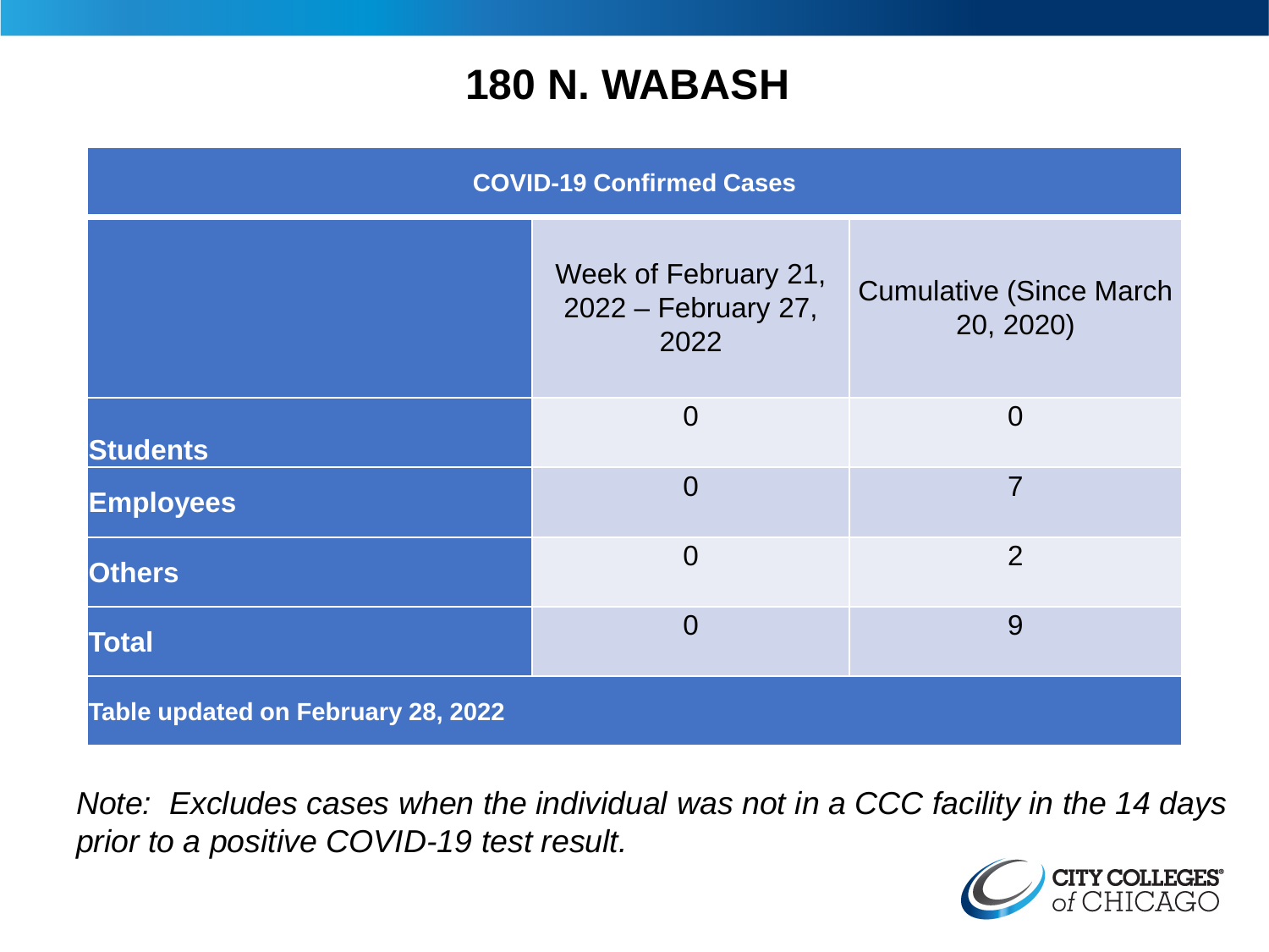# 180 N. WABASH

| COVID-19 Confirmed Cases | | |
|---|---|---|
| | Week of February 21, 2022 – February 27, 2022 | Cumulative (Since March 20, 2020) |
| **Students** | 0 | 0 |
| **Employees** | 0 | 7 |
| **Others** | 0 | 2 |
| **Total** | 0 | 9 |
| **Table updated on February 28, 2022** | | |

*Note: Excludes cases when the individual was not in a CCC facility in the 14 days prior to a positive COVID-19 test result.*

CITY COLLEGES of CHICAGO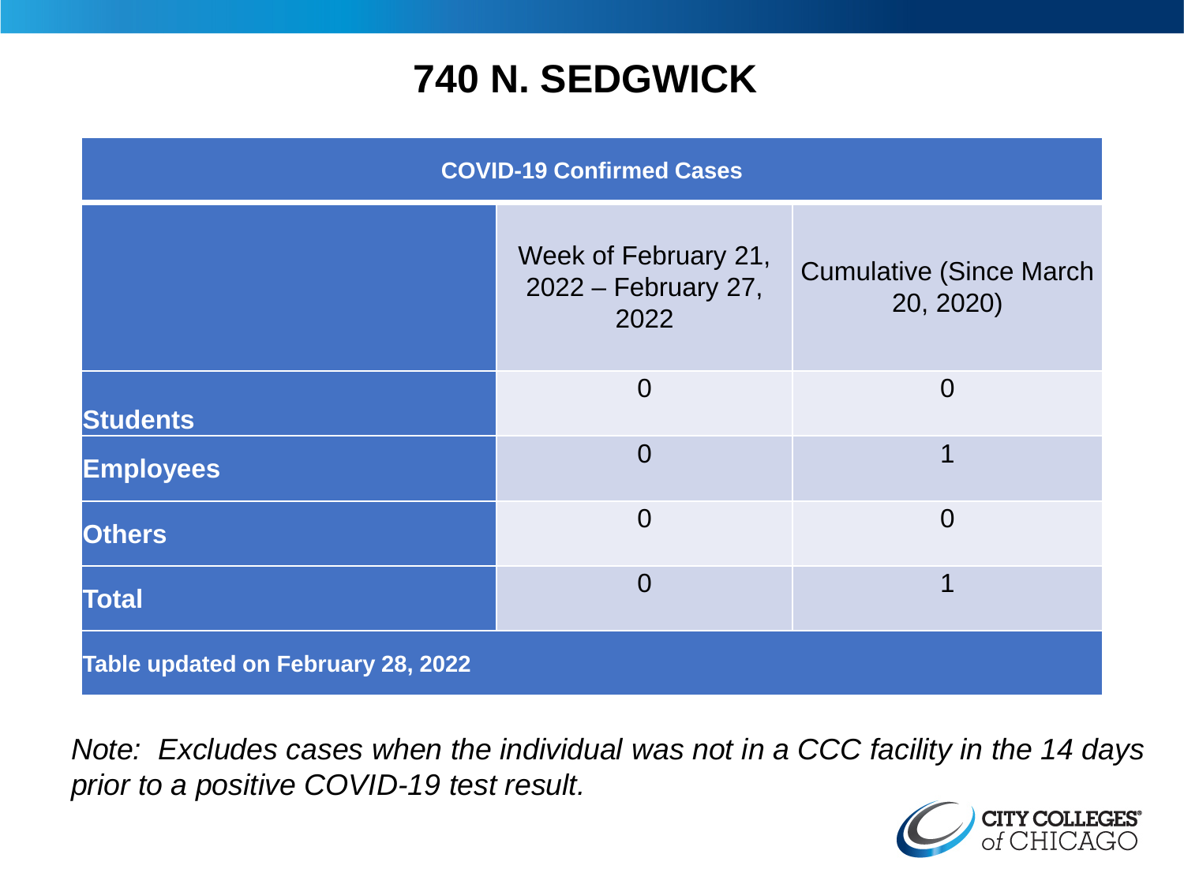# 740 N. SEDGWICK

| COVID-19 Confirmed Cases | | |
|---|---|---|
| | Week of February 21, 2022 – February 27, 2022 | Cumulative (Since March 20, 2020) |
| **Students** | 0 | 0 |
| **Employees** | 0 | 1 |
| **Others** | 0 | 0 |
| **Total** | 0 | 1 |
| **Table updated on February 28, 2022** | | |

*Note: Excludes cases when the individual was not in a CCC facility in the 14 days prior to a positive COVID-19 test result.*

CITY COLLEGES of CHICAGO